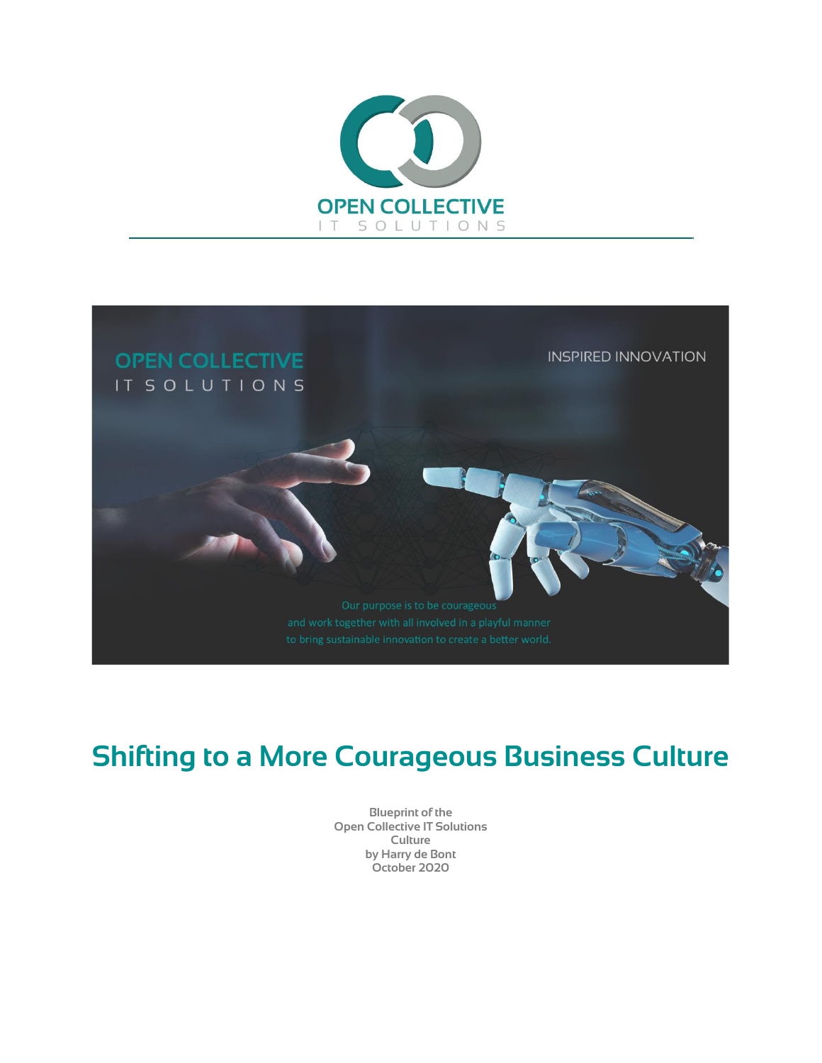OPEN COLLECTIVE
IT SOLUTIONS

OPEN COLLECTIVE
IT SOLUTIONS

INSPIRED INNOVATION

Our purpose is to be courageous
and work together with all involved in a playful manner
to bring sustainable innovation to create a better world.

# Shifting to a More Courageous Business Culture

Blueprint of the
Open Collective IT Solutions
Culture
by Harry de Bont
October 2020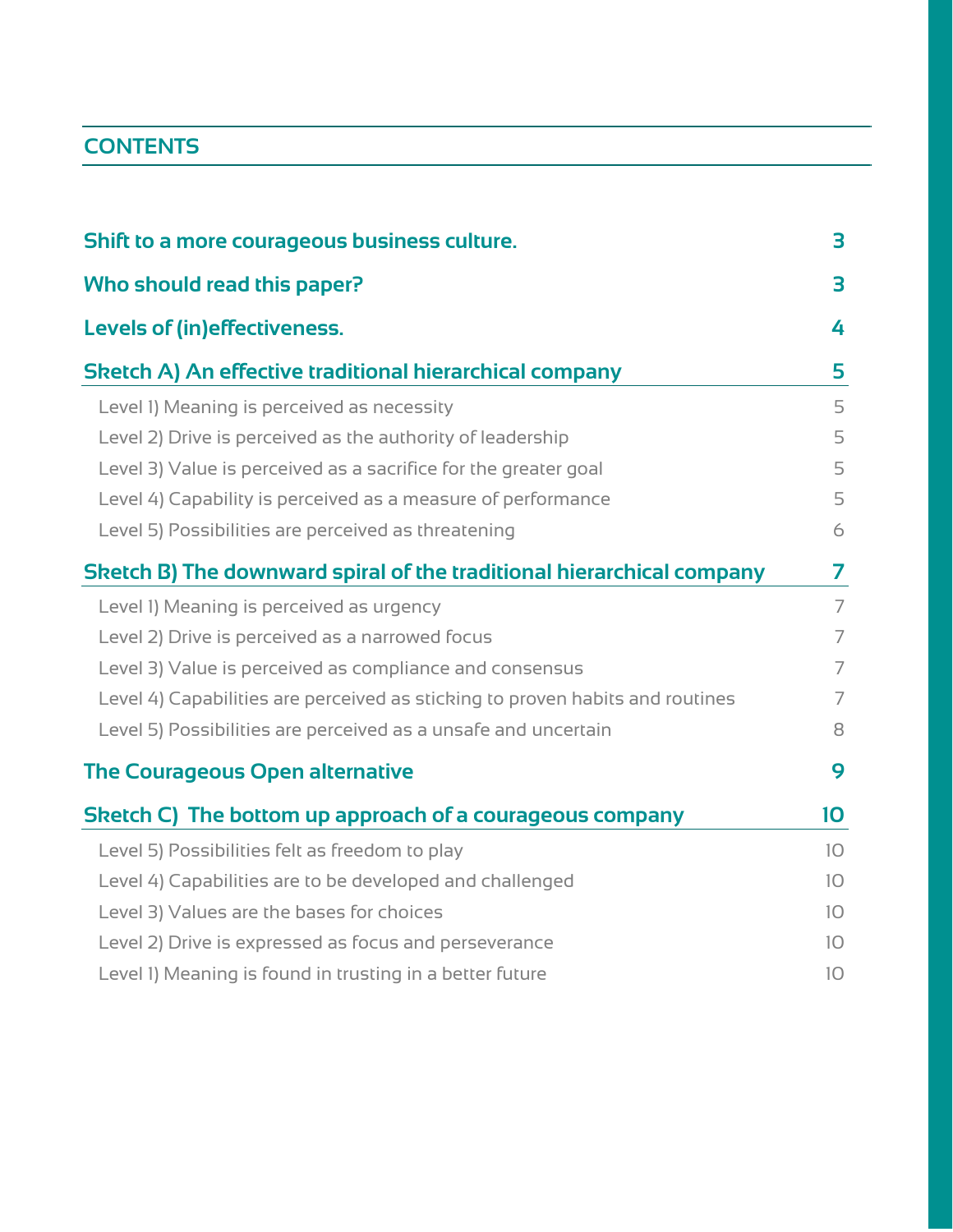## CONTENTS

**Shift to a more courageous business culture.** 3

**Who should read this paper?** 3

**Levels of (in)effectiveness.** 4

**Sketch A) An effective traditional hierarchical company** 5

- Level 1) Meaning is perceived as necessity 5
- Level 2) Drive is perceived as the authority of leadership 5
- Level 3) Value is perceived as a sacrifice for the greater goal 5
- Level 4) Capability is perceived as a measure of performance 5
- Level 5) Possibilities are perceived as threatening 6

**Sketch B) The downward spiral of the traditional hierarchical company** 7

- Level 1) Meaning is perceived as urgency 7
- Level 2) Drive is perceived as a narrowed focus 7
- Level 3) Value is perceived as compliance and consensus 7
- Level 4) Capabilities are perceived as sticking to proven habits and routines 7
- Level 5) Possibilities are perceived as a unsafe and uncertain 8

**The Courageous Open alternative** 9

**Sketch C) The bottom up approach of a courageous company** 10

- Level 5) Possibilities felt as freedom to play 10
- Level 4) Capabilities are to be developed and challenged 10
- Level 3) Values are the bases for choices 10
- Level 2) Drive is expressed as focus and perseverance 10
- Level 1) Meaning is found in trusting in a better future 10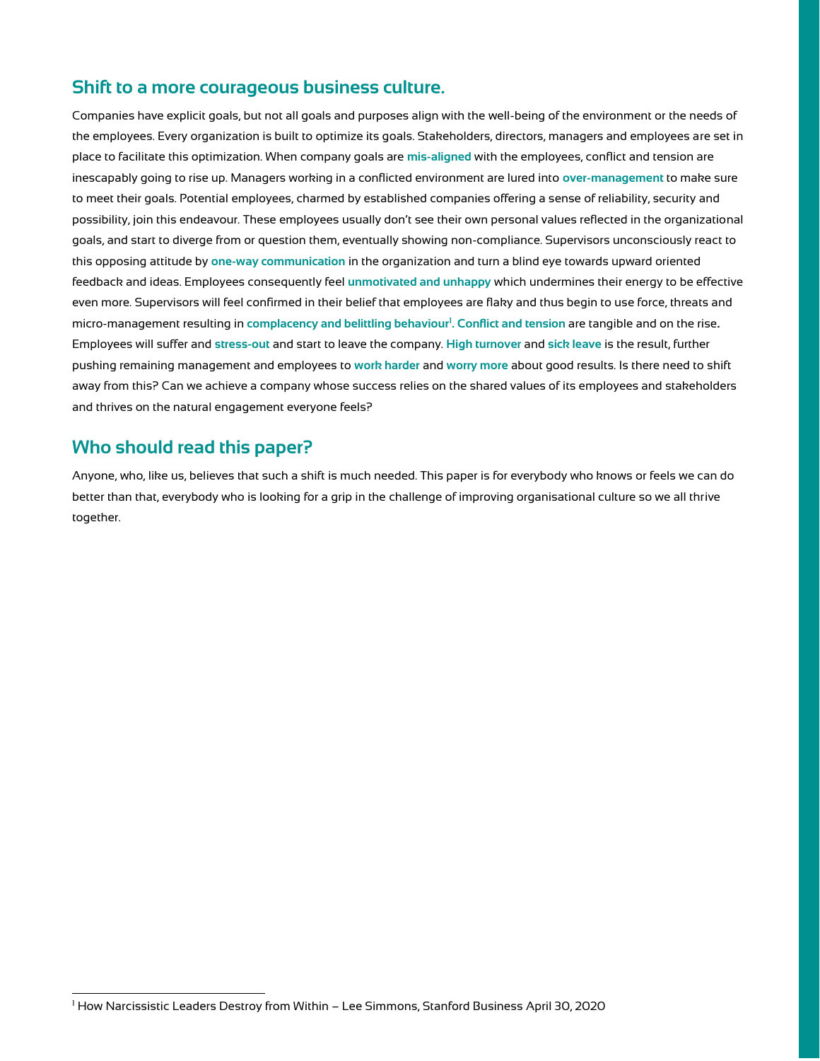## Shift to a more courageous business culture.

Companies have explicit goals, but not all goals and purposes align with the well-being of the environment or the needs of the employees. Every organization is built to optimize its goals. Stakeholders, directors, managers and employees are set in place to facilitate this optimization. When company goals are **mis-aligned** with the employees, conflict and tension are inescapably going to rise up. Managers working in a conflicted environment are lured into **over-management** to make sure to meet their goals. Potential employees, charmed by established companies offering a sense of reliability, security and possibility, join this endeavour. These employees usually don't see their own personal values reflected in the organizational goals, and start to diverge from or question them, eventually showing non-compliance. Supervisors unconsciously react to this opposing attitude by **one-way communication** in the organization and turn a blind eye towards upward oriented feedback and ideas. Employees consequently feel **unmotivated and unhappy** which undermines their energy to be effective even more. Supervisors will feel confirmed in their belief that employees are flaky and thus begin to use force, threats and micro-management resulting in **complacency and belittling behaviour**[1]. **Conflict and tension** are tangible and on the rise. Employees will suffer and **stress-out** and start to leave the company. **High turnover** and **sick leave** is the result, further pushing remaining management and employees to **work harder** and **worry more** about good results. Is there need to shift away from this? Can we achieve a company whose success relies on the shared values of its employees and stakeholders and thrives on the natural engagement everyone feels?

## Who should read this paper?

Anyone, who, like us, believes that such a shift is much needed. This paper is for everybody who knows or feels we can do better than that, everybody who is looking for a grip in the challenge of improving organisational culture so we all thrive together.

---

[1] How Narcissistic Leaders Destroy from Within – Lee Simmons, Stanford Business April 30, 2020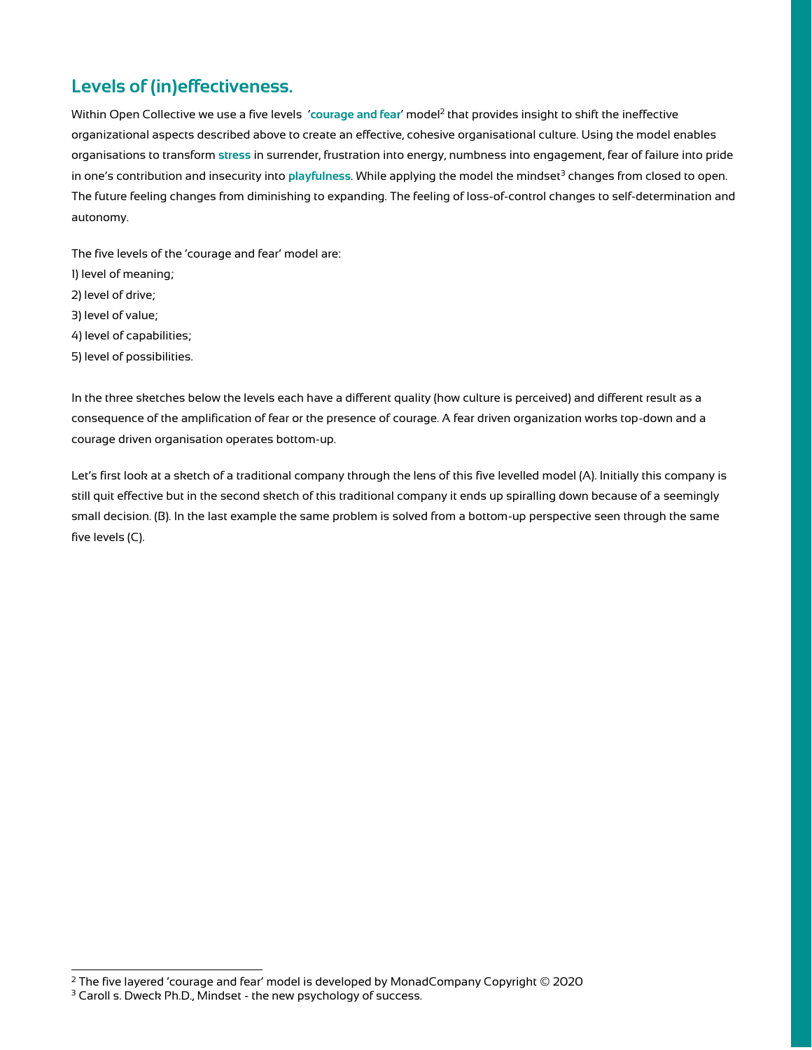## Levels of (in)effectiveness.

Within Open Collective we use a five levels '**courage and fear**' model[2] that provides insight to shift the ineffective organizational aspects described above to create an effective, cohesive organisational culture. Using the model enables organisations to transform **stress** in surrender, frustration into energy, numbness into engagement, fear of failure into pride in one's contribution and insecurity into **playfulness**. While applying the model the mindset[3] changes from closed to open. The future feeling changes from diminishing to expanding. The feeling of loss-of-control changes to self-determination and autonomy.

The five levels of the 'courage and fear' model are:

1) level of meaning;
2) level of drive;
3) level of value;
4) level of capabilities;
5) level of possibilities.

In the three sketches below the levels each have a different quality (how culture is perceived) and different result as a consequence of the amplification of fear or the presence of courage. A fear driven organization works top-down and a courage driven organisation operates bottom-up.

Let's first look at a sketch of a traditional company through the lens of this five levelled model (A). Initially this company is still quit effective but in the second sketch of this traditional company it ends up spiralling down because of a seemingly small decision. (B). In the last example the same problem is solved from a bottom-up perspective seen through the same five levels (C).

---

[2] The five layered 'courage and fear' model is developed by MonadCompany Copyright © 2020

[3] Caroll s. Dweck Ph.D., Mindset - the new psychology of success.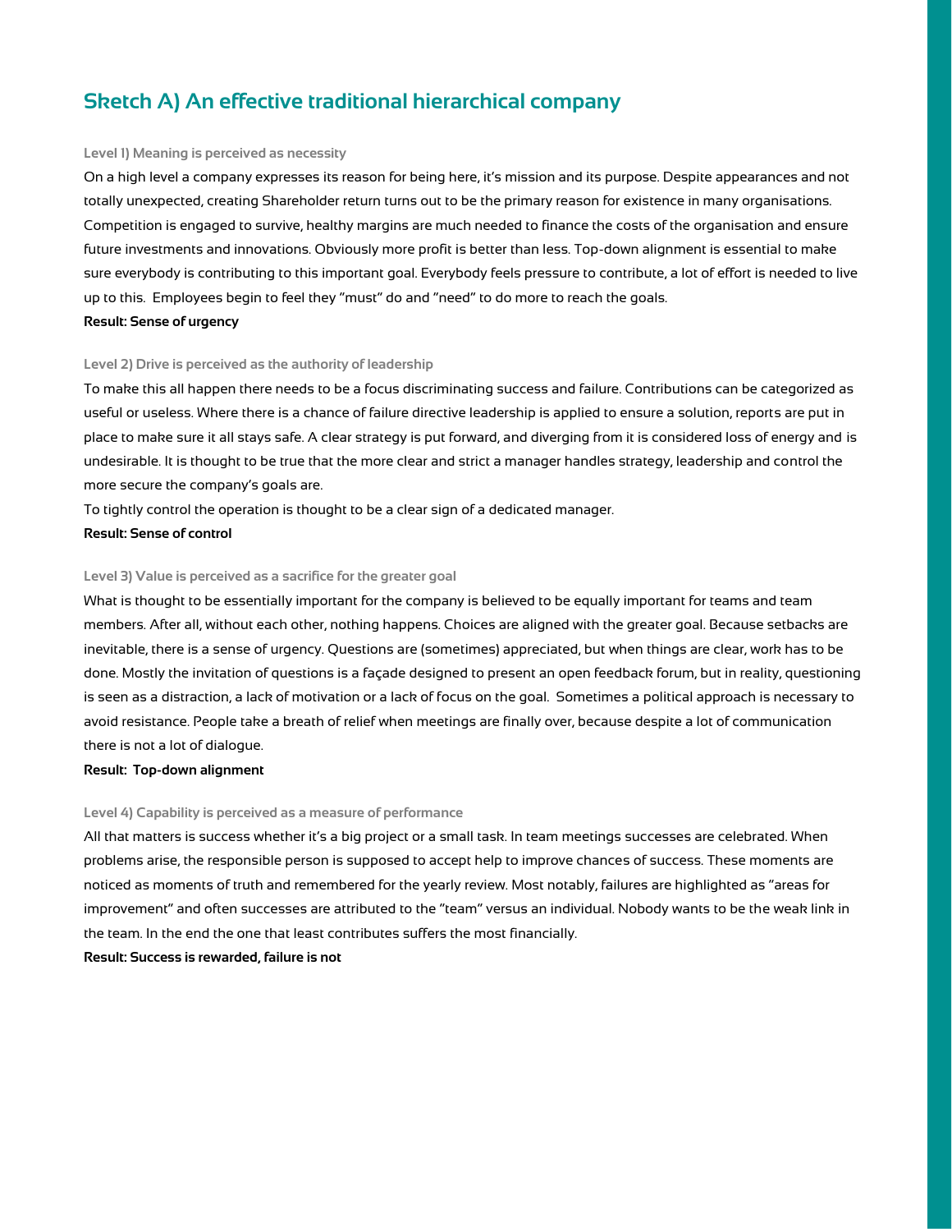## Sketch A) An effective traditional hierarchical company

#### Level 1) Meaning is perceived as necessity

On a high level a company expresses its reason for being here, it's mission and its purpose. Despite appearances and not totally unexpected, creating Shareholder return turns out to be the primary reason for existence in many organisations. Competition is engaged to survive, healthy margins are much needed to finance the costs of the organisation and ensure future investments and innovations. Obviously more profit is better than less. Top-down alignment is essential to make sure everybody is contributing to this important goal. Everybody feels pressure to contribute, a lot of effort is needed to live up to this. Employees begin to feel they "must" do and "need" to do more to reach the goals.

**Result: Sense of urgency**

#### Level 2) Drive is perceived as the authority of leadership

To make this all happen there needs to be a focus discriminating success and failure. Contributions can be categorized as useful or useless. Where there is a chance of failure directive leadership is applied to ensure a solution, reports are put in place to make sure it all stays safe. A clear strategy is put forward, and diverging from it is considered loss of energy and is undesirable. It is thought to be true that the more clear and strict a manager handles strategy, leadership and control the more secure the company's goals are.

To tightly control the operation is thought to be a clear sign of a dedicated manager.

**Result: Sense of control**

#### Level 3) Value is perceived as a sacrifice for the greater goal

What is thought to be essentially important for the company is believed to be equally important for teams and team members. After all, without each other, nothing happens. Choices are aligned with the greater goal. Because setbacks are inevitable, there is a sense of urgency. Questions are (sometimes) appreciated, but when things are clear, work has to be done. Mostly the invitation of questions is a façade designed to present an open feedback forum, but in reality, questioning is seen as a distraction, a lack of motivation or a lack of focus on the goal. Sometimes a political approach is necessary to avoid resistance. People take a breath of relief when meetings are finally over, because despite a lot of communication there is not a lot of dialogue.

**Result: Top-down alignment**

#### Level 4) Capability is perceived as a measure of performance

All that matters is success whether it's a big project or a small task. In team meetings successes are celebrated. When problems arise, the responsible person is supposed to accept help to improve chances of success. These moments are noticed as moments of truth and remembered for the yearly review. Most notably, failures are highlighted as "areas for improvement" and often successes are attributed to the "team" versus an individual. Nobody wants to be the weak link in the team. In the end the one that least contributes suffers the most financially.

**Result: Success is rewarded, failure is not**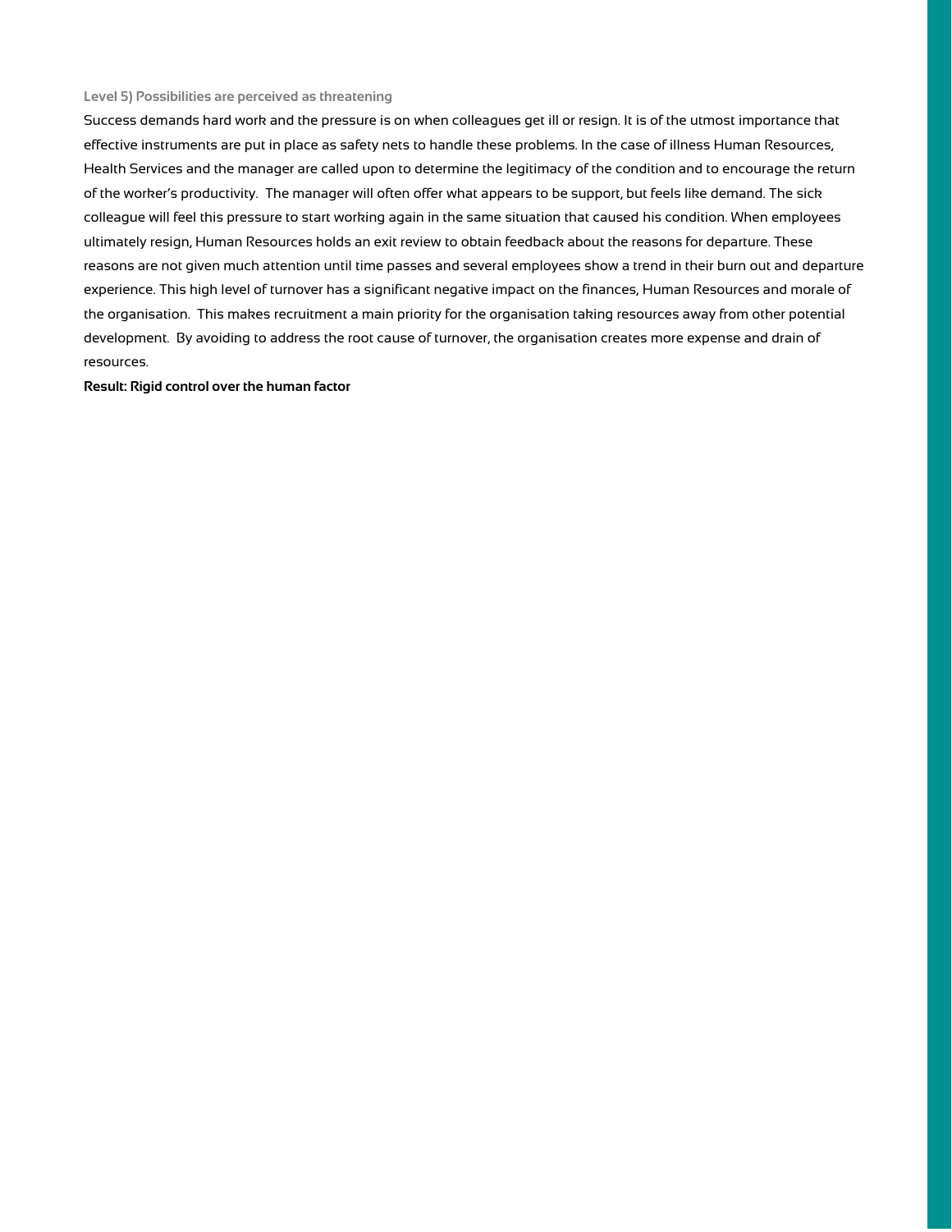### Level 5) Possibilities are perceived as threatening

Success demands hard work and the pressure is on when colleagues get ill or resign. It is of the utmost importance that effective instruments are put in place as safety nets to handle these problems. In the case of illness Human Resources, Health Services and the manager are called upon to determine the legitimacy of the condition and to encourage the return of the worker's productivity. The manager will often offer what appears to be support, but feels like demand. The sick colleague will feel this pressure to start working again in the same situation that caused his condition. When employees ultimately resign, Human Resources holds an exit review to obtain feedback about the reasons for departure. These reasons are not given much attention until time passes and several employees show a trend in their burn out and departure experience. This high level of turnover has a significant negative impact on the finances, Human Resources and morale of the organisation. This makes recruitment a main priority for the organisation taking resources away from other potential development. By avoiding to address the root cause of turnover, the organisation creates more expense and drain of resources.

**Result: Rigid control over the human factor**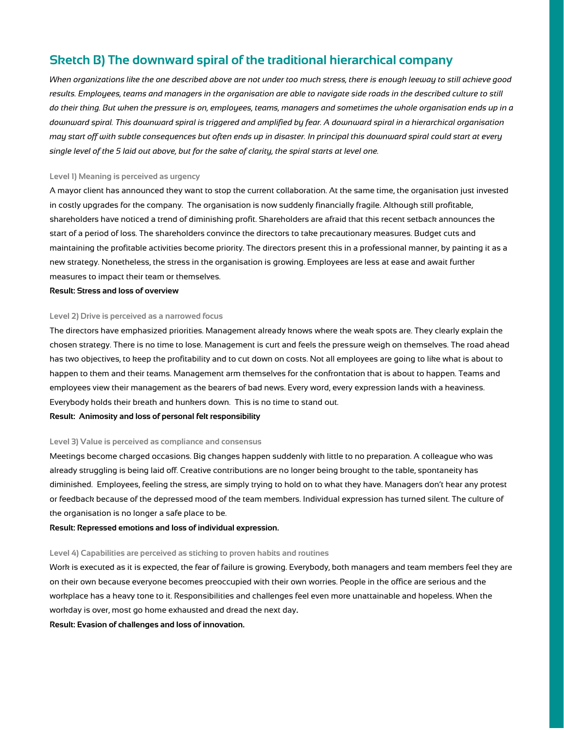## Sketch B) The downward spiral of the traditional hierarchical company

*When organizations like the one described above are not under too much stress, there is enough leeway to still achieve good results. Employees, teams and managers in the organisation are able to navigate side roads in the described culture to still do their thing. But when the pressure is on, employees, teams, managers and sometimes the whole organisation ends up in a downward spiral. This downward spiral is triggered and amplified by fear. A downward spiral in a hierarchical organisation may start off with subtle consequences but often ends up in disaster. In principal this downward spiral could start at every single level of the 5 laid out above, but for the sake of clarity, the spiral starts at level one.*

#### Level 1) Meaning is perceived as urgency

A mayor client has announced they want to stop the current collaboration. At the same time, the organisation just invested in costly upgrades for the company. The organisation is now suddenly financially fragile. Although still profitable, shareholders have noticed a trend of diminishing profit. Shareholders are afraid that this recent setback announces the start of a period of loss. The shareholders convince the directors to take precautionary measures. Budget cuts and maintaining the profitable activities become priority. The directors present this in a professional manner, by painting it as a new strategy. Nonetheless, the stress in the organisation is growing. Employees are less at ease and await further measures to impact their team or themselves.

**Result: Stress and loss of overview**

#### Level 2) Drive is perceived as a narrowed focus

The directors have emphasized priorities. Management already knows where the weak spots are. They clearly explain the chosen strategy. There is no time to lose. Management is curt and feels the pressure weigh on themselves. The road ahead has two objectives, to keep the profitability and to cut down on costs. Not all employees are going to like what is about to happen to them and their teams. Management arm themselves for the confrontation that is about to happen. Teams and employees view their management as the bearers of bad news. Every word, every expression lands with a heaviness. Everybody holds their breath and hunkers down. This is no time to stand out.

**Result: Animosity and loss of personal felt responsibility**

#### Level 3) Value is perceived as compliance and consensus

Meetings become charged occasions. Big changes happen suddenly with little to no preparation. A colleague who was already struggling is being laid off. Creative contributions are no longer being brought to the table, spontaneity has diminished. Employees, feeling the stress, are simply trying to hold on to what they have. Managers don't hear any protest or feedback because of the depressed mood of the team members. Individual expression has turned silent. The culture of the organisation is no longer a safe place to be.

**Result: Repressed emotions and loss of individual expression.**

#### Level 4) Capabilities are perceived as sticking to proven habits and routines

Work is executed as it is expected, the fear of failure is growing. Everybody, both managers and team members feel they are on their own because everyone becomes preoccupied with their own worries. People in the office are serious and the workplace has a heavy tone to it. Responsibilities and challenges feel even more unattainable and hopeless. When the workday is over, most go home exhausted and dread the next day.

**Result: Evasion of challenges and loss of innovation.**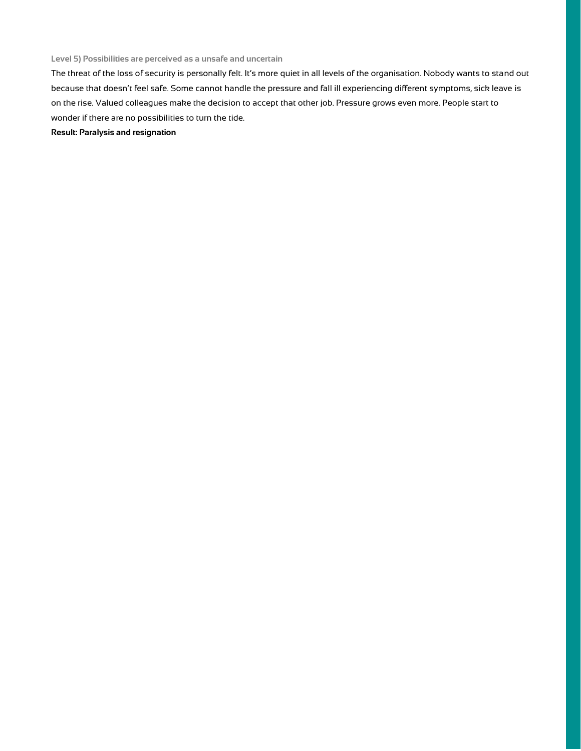### Level 5) Possibilities are perceived as a unsafe and uncertain

The threat of the loss of security is personally felt. It's more quiet in all levels of the organisation. Nobody wants to stand out because that doesn't feel safe. Some cannot handle the pressure and fall ill experiencing different symptoms, sick leave is on the rise. Valued colleagues make the decision to accept that other job. Pressure grows even more. People start to wonder if there are no possibilities to turn the tide.

**Result: Paralysis and resignation**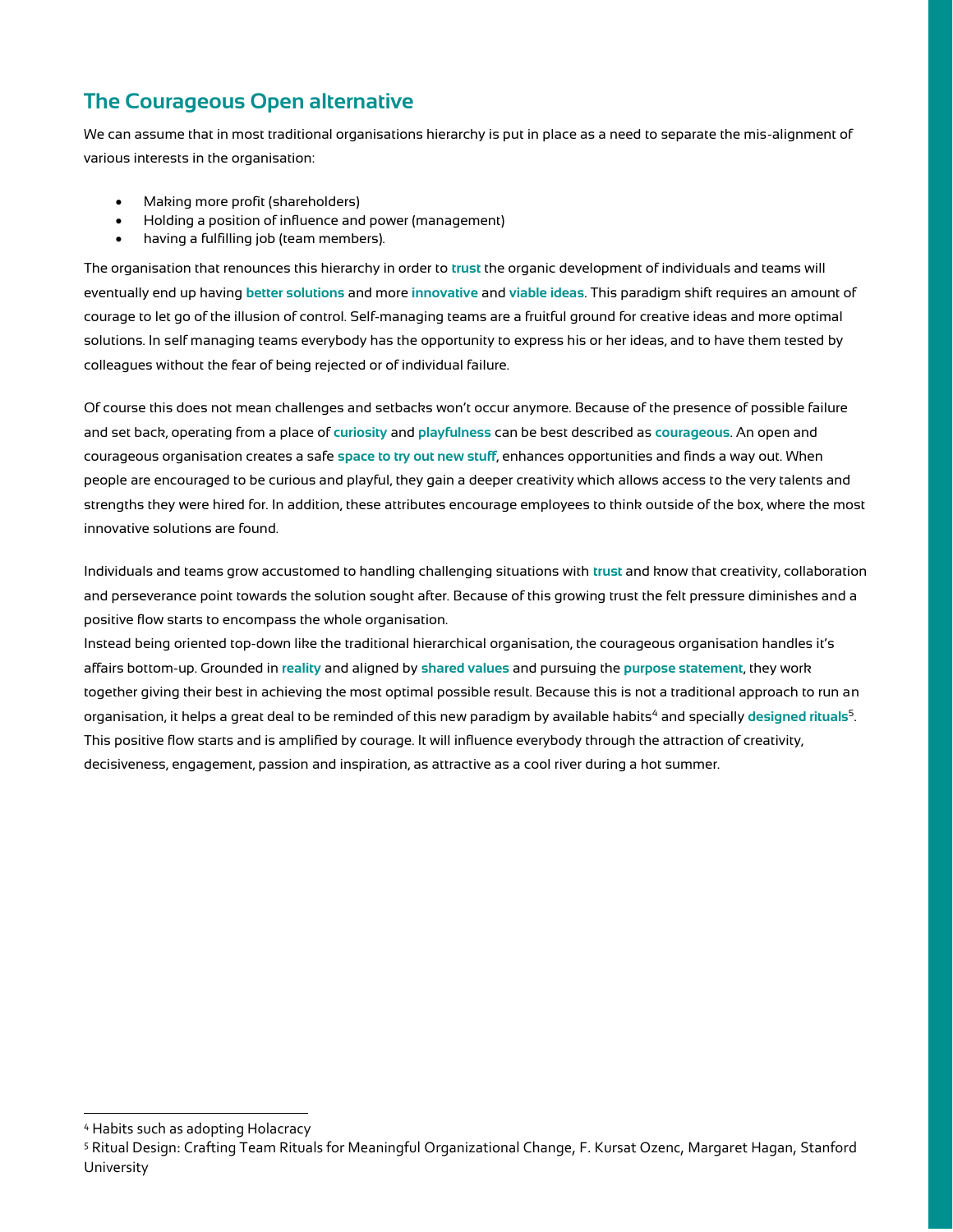## The Courageous Open alternative

We can assume that in most traditional organisations hierarchy is put in place as a need to separate the mis-alignment of various interests in the organisation:

- Making more profit (shareholders)
- Holding a position of influence and power (management)
- having a fulfilling job (team members).

The organisation that renounces this hierarchy in order to **trust** the organic development of individuals and teams will eventually end up having **better solutions** and more **innovative** and **viable ideas**. This paradigm shift requires an amount of courage to let go of the illusion of control. Self-managing teams are a fruitful ground for creative ideas and more optimal solutions. In self managing teams everybody has the opportunity to express his or her ideas, and to have them tested by colleagues without the fear of being rejected or of individual failure.

Of course this does not mean challenges and setbacks won't occur anymore. Because of the presence of possible failure and set back, operating from a place of **curiosity** and **playfulness** can be best described as **courageous**. An open and courageous organisation creates a safe **space to try out new stuff**, enhances opportunities and finds a way out. When people are encouraged to be curious and playful, they gain a deeper creativity which allows access to the very talents and strengths they were hired for. In addition, these attributes encourage employees to think outside of the box, where the most innovative solutions are found.

Individuals and teams grow accustomed to handling challenging situations with **trust** and know that creativity, collaboration and perseverance point towards the solution sought after. Because of this growing trust the felt pressure diminishes and a positive flow starts to encompass the whole organisation.
Instead being oriented top-down like the traditional hierarchical organisation, the courageous organisation handles it's affairs bottom-up. Grounded in **reality** and aligned by **shared values** and pursuing the **purpose statement**, they work together giving their best in achieving the most optimal possible result. Because this is not a traditional approach to run an organisation, it helps a great deal to be reminded of this new paradigm by available habits[4] and specially **designed rituals**[5]. This positive flow starts and is amplified by courage. It will influence everybody through the attraction of creativity, decisiveness, engagement, passion and inspiration, as attractive as a cool river during a hot summer.

---

[4] Habits such as adopting Holacracy

[5] Ritual Design: Crafting Team Rituals for Meaningful Organizational Change, F. Kursat Ozenc, Margaret Hagan, Stanford University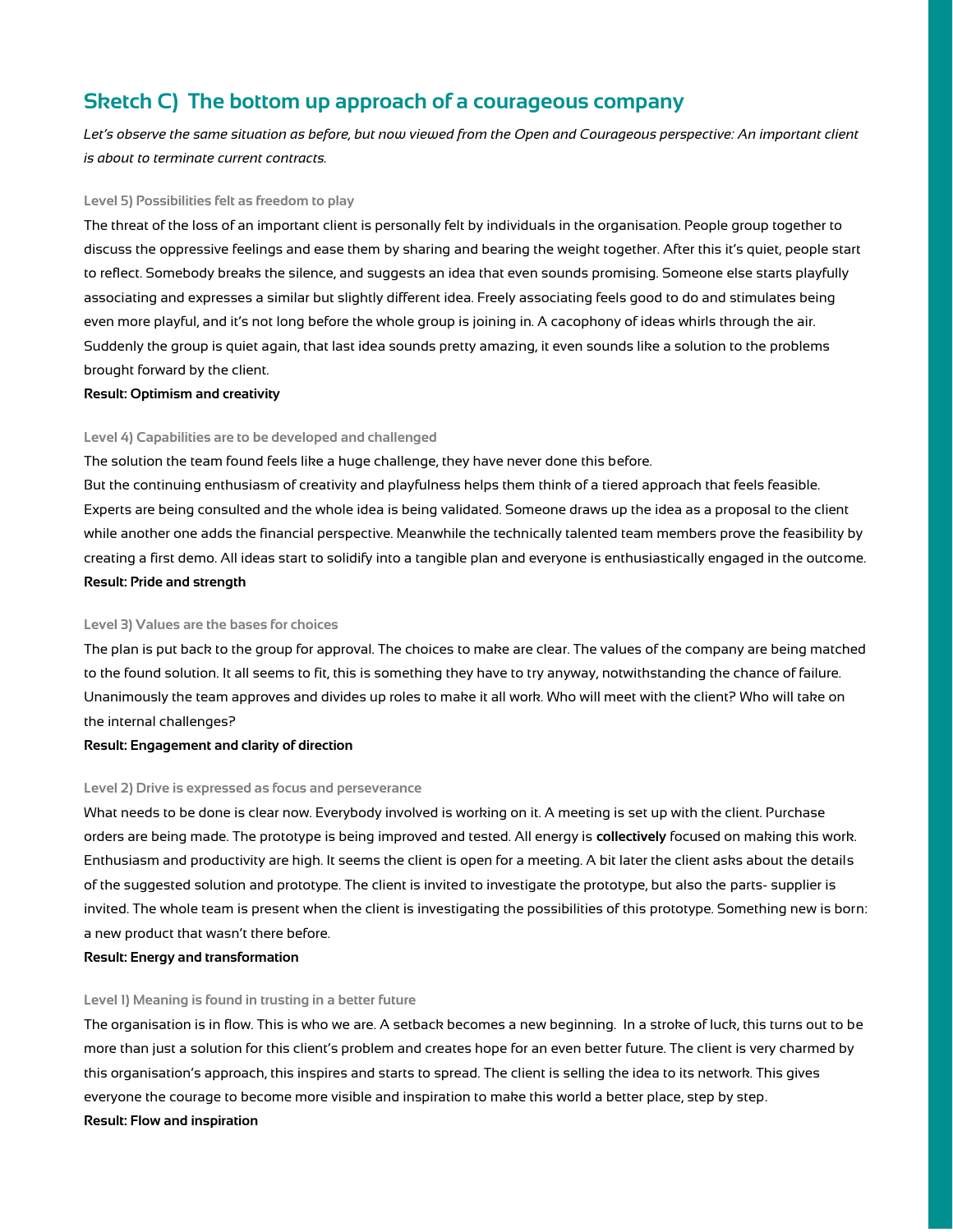## Sketch C) The bottom up approach of a courageous company

*Let's observe the same situation as before, but now viewed from the Open and Courageous perspective: An important client is about to terminate current contracts.*

### Level 5) Possibilities felt as freedom to play

The threat of the loss of an important client is personally felt by individuals in the organisation. People group together to discuss the oppressive feelings and ease them by sharing and bearing the weight together. After this it's quiet, people start to reflect. Somebody breaks the silence, and suggests an idea that even sounds promising. Someone else starts playfully associating and expresses a similar but slightly different idea. Freely associating feels good to do and stimulates being even more playful, and it's not long before the whole group is joining in. A cacophony of ideas whirls through the air. Suddenly the group is quiet again, that last idea sounds pretty amazing, it even sounds like a solution to the problems brought forward by the client.

**Result: Optimism and creativity**

### Level 4) Capabilities are to be developed and challenged

The solution the team found feels like a huge challenge, they have never done this before.
But the continuing enthusiasm of creativity and playfulness helps them think of a tiered approach that feels feasible. Experts are being consulted and the whole idea is being validated. Someone draws up the idea as a proposal to the client while another one adds the financial perspective. Meanwhile the technically talented team members prove the feasibility by creating a first demo. All ideas start to solidify into a tangible plan and everyone is enthusiastically engaged in the outcome.

**Result: Pride and strength**

### Level 3) Values are the bases for choices

The plan is put back to the group for approval. The choices to make are clear. The values of the company are being matched to the found solution. It all seems to fit, this is something they have to try anyway, notwithstanding the chance of failure. Unanimously the team approves and divides up roles to make it all work. Who will meet with the client? Who will take on the internal challenges?

**Result: Engagement and clarity of direction**

### Level 2) Drive is expressed as focus and perseverance

What needs to be done is clear now. Everybody involved is working on it. A meeting is set up with the client. Purchase orders are being made. The prototype is being improved and tested. All energy is **collectively** focused on making this work. Enthusiasm and productivity are high. It seems the client is open for a meeting. A bit later the client asks about the details of the suggested solution and prototype. The client is invited to investigate the prototype, but also the parts- supplier is invited. The whole team is present when the client is investigating the possibilities of this prototype. Something new is born: a new product that wasn't there before.

**Result: Energy and transformation**

### Level 1) Meaning is found in trusting in a better future

The organisation is in flow. This is who we are. A setback becomes a new beginning. In a stroke of luck, this turns out to be more than just a solution for this client's problem and creates hope for an even better future. The client is very charmed by this organisation's approach, this inspires and starts to spread. The client is selling the idea to its network. This gives everyone the courage to become more visible and inspiration to make this world a better place, step by step.

**Result: Flow and inspiration**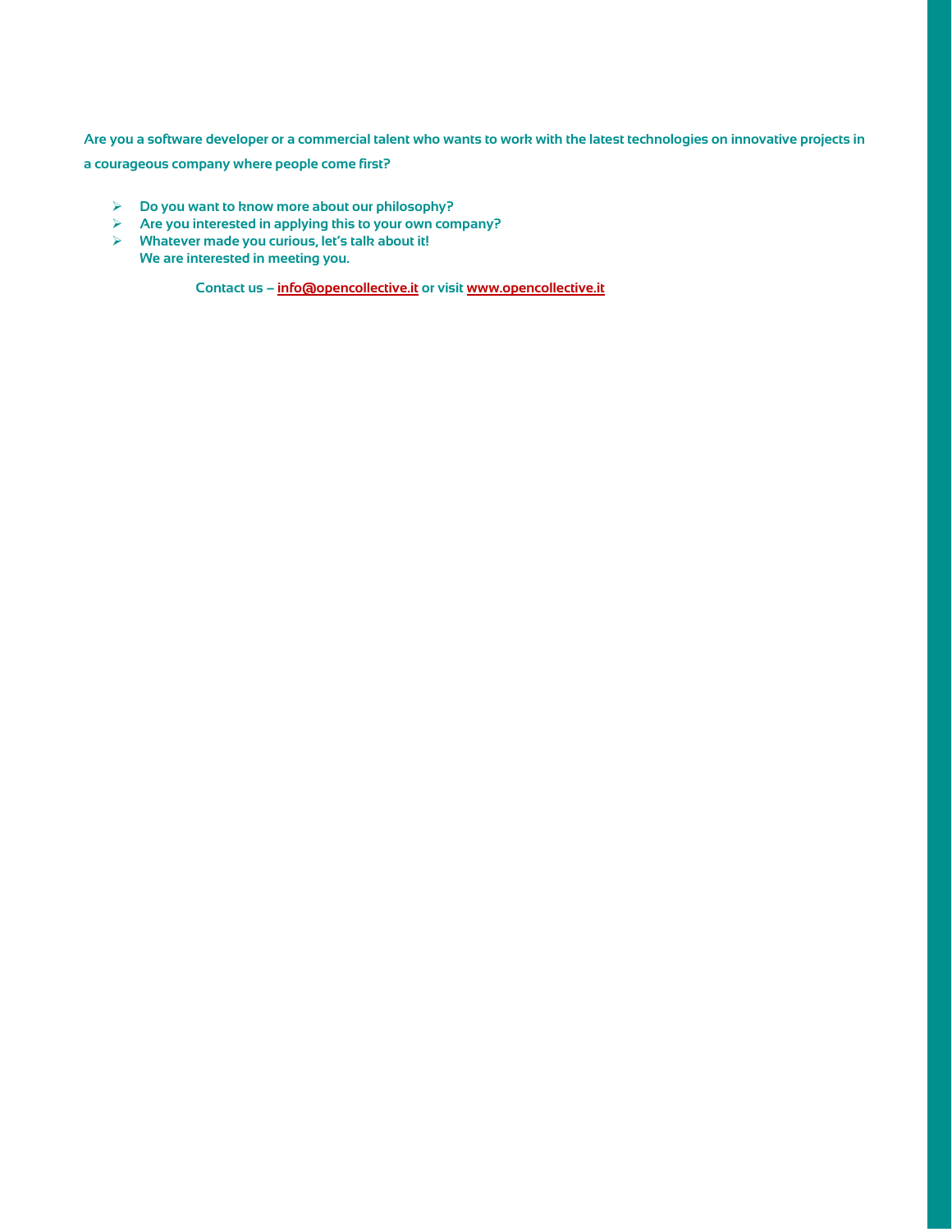**Are you a software developer or a commercial talent who wants to work with the latest technologies on innovative projects in a courageous company where people come first?**

- **Do you want to know more about our philosophy?**
- **Are you interested in applying this to your own company?**
- **Whatever made you curious, let's talk about it!**
  **We are interested in meeting you.**

**Contact us – info@opencollective.it or visit www.opencollective.it**